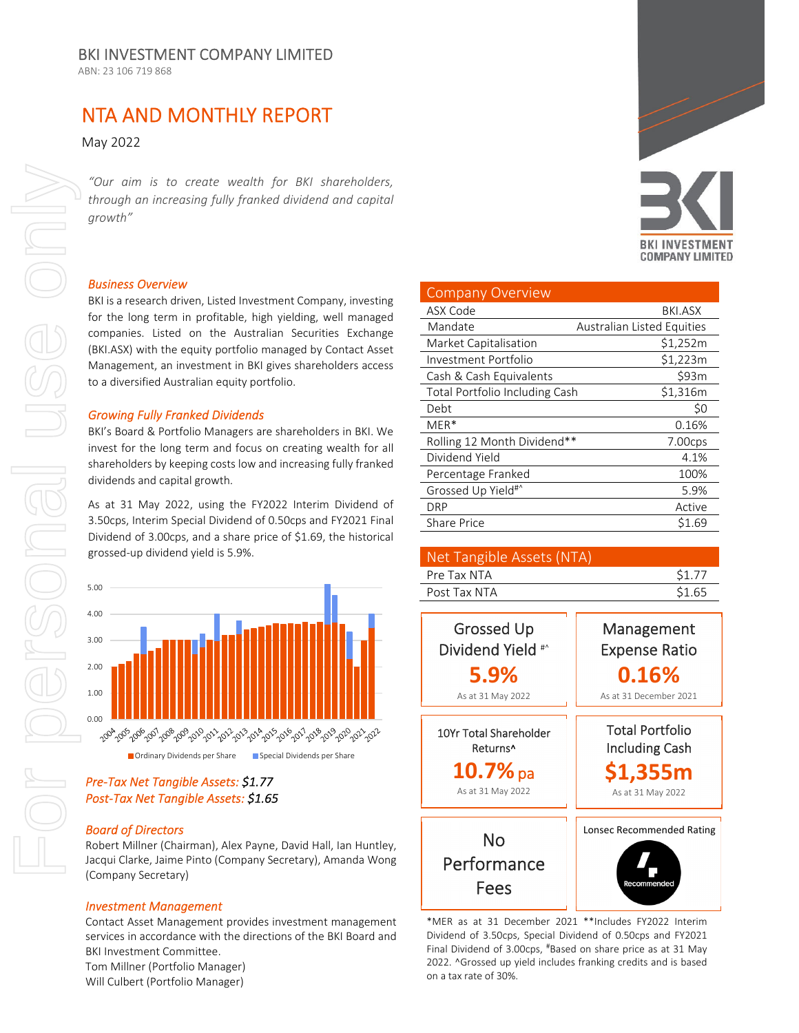BKI INVESTMENT COMPANY LIMITED

ABN: 23 106 719 868

# NTA AND MONTHLY REPORT

May 2022

*"Our aim is to create wealth for BKI shareholders, through an increasing fully franked dividend and capital growth"*

### *Business Overview*

BKI is a research driven, Listed Investment Company, investing for the long term in profitable, high yielding, well managed companies. Listed on the Australian Securities Exchange (BKI.ASX) with the equity portfolio managed by Contact Asset Management, an investment in BKI gives shareholders access to a diversified Australian equity portfolio.

### *Growing Fully Franked Dividends*

BKI's Board & Portfolio Managers are shareholders in BKI. We invest for the long term and focus on creating wealth for all shareholders by keeping costs low and increasing fully franked dividends and capital growth.

As at 31 May 2022, using the FY2022 Interim Dividend of 3.50cps, Interim Special Dividend of 0.50cps and FY2021 Final Dividend of 3.00cps, and a share price of $1.69, the historical grossed-up dividend yield is 5.9%.

Ordinary Dividends per Share / Special Dividends per Share (2004–2022)

*Pre-Tax Net Tangible Assets: $1.77*
*Post-Tax Net Tangible Assets: $1.65*

### *Board of Directors*

Robert Millner (Chairman), Alex Payne, David Hall, Ian Huntley, Jacqui Clarke, Jaime Pinto (Company Secretary), Amanda Wong (Company Secretary)

### *Investment Management*

Contact Asset Management provides investment management services in accordance with the directions of the BKI Board and BKI Investment Committee.

Tom Millner (Portfolio Manager)
Will Culbert (Portfolio Manager)

| Company Overview | |
|---|---|
| ASX Code | BKI.ASX |
| Mandate | Australian Listed Equities |
| Market Capitalisation | $1,252m |
| Investment Portfolio | $1,223m |
| Cash & Cash Equivalents | $93m |
| Total Portfolio Including Cash | $1,316m |
| Debt | $0 |
| MER* | 0.16% |
| Rolling 12 Month Dividend** | 7.00cps |
| Dividend Yield | 4.1% |
| Percentage Franked | 100% |
| Grossed Up Yield#^ | 5.9% |
| DRP | Active |
| Share Price | $1.69 |

| Net Tangible Assets (NTA) | |
|---|---|
| Pre Tax NTA | $1.77 |
| Post Tax NTA | $1.65 |

**Grossed Up Dividend Yield #^**
**5.9%**
As at 31 May 2022

**Management Expense Ratio**
**0.16%**
As at 31 December 2021

**10Yr Total Shareholder Returns^**
**10.7% pa**
As at 31 May 2022

**Total Portfolio Including Cash**
**$1,355m**
As at 31 May 2022

**No Performance Fees**

Lonsec Recommended Rating: Recommended

*MER as at 31 December 2021 **Includes FY2022 Interim Dividend of 3.50cps, Special Dividend of 0.50cps and FY2021 Final Dividend of 3.00cps, #Based on share price as at 31 May 2022. ^Grossed up yield includes franking credits and is based on a tax rate of 30%.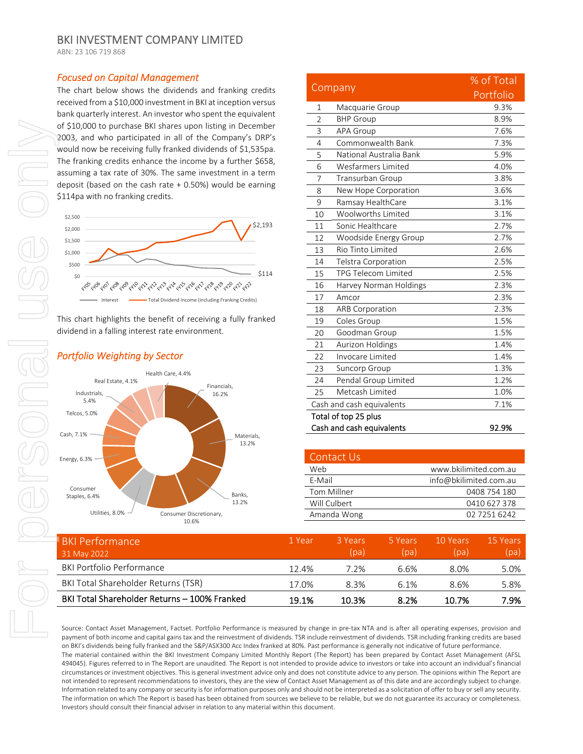# BKI INVESTMENT COMPANY LIMITED

ABN: 23 106 719 868

## *Focused on Capital Management*

The chart below shows the dividends and franking credits received from a $10,000 investment in BKI at inception versus bank quarterly interest. An investor who spent the equivalent of $10,000 to purchase BKI shares upon listing in December 2003, and who participated in all of the Company's DRP's would now be receiving fully franked dividends of $1,535pa. The franking credits enhance the income by a further $658, assuming a tax rate of 30%. The same investment in a term deposit (based on the cash rate + 0.50%) would be earning $114pa with no franking credits.

$2,500
$2,000
$1,500
$1,000
$500
$0

$2,193
$114

FY05 FY06 FY07 FY08 FY09 FY10 FY11 FY12 FY13 FY14 FY15 FY16 FY17 FY18 FY19 FY20 FY21 FY22

Interest — Total Dividend Income (including Franking Credits)

This chart highlights the benefit of receiving a fully franked dividend in a falling interest rate environment.

## *Portfolio Weighting by Sector*

Health Care, 4.4%
Real Estate, 4.1%
Industrials, 5.4%
Telcos, 5.0%
Cash, 7.1%
Energy, 6.3%
Consumer Staples, 6.4%
Utilities, 8.0%
Consumer Discretionary, 10.6%
Banks, 13.2%
Materials, 13.2%
Financials, 16.2%

| | Company | % of Total Portfolio |
|---|---|---|
| 1 | Macquarie Group | 9.3% |
| 2 | BHP Group | 8.9% |
| 3 | APA Group | 7.6% |
| 4 | Commonwealth Bank | 7.3% |
| 5 | National Australia Bank | 5.9% |
| 6 | Wesfarmers Limited | 4.0% |
| 7 | Transurban Group | 3.8% |
| 8 | New Hope Corporation | 3.6% |
| 9 | Ramsay HealthCare | 3.1% |
| 10 | Woolworths Limited | 3.1% |
| 11 | Sonic Healthcare | 2.7% |
| 12 | Woodside Energy Group | 2.7% |
| 13 | Rio Tinto Limited | 2.6% |
| 14 | Telstra Corporation | 2.5% |
| 15 | TPG Telecom Limited | 2.5% |
| 16 | Harvey Norman Holdings | 2.3% |
| 17 | Amcor | 2.3% |
| 18 | ARB Corporation | 2.3% |
| 19 | Coles Group | 1.5% |
| 20 | Goodman Group | 1.5% |
| 21 | Aurizon Holdings | 1.4% |
| 22 | Invocare Limited | 1.4% |
| 23 | Suncorp Group | 1.3% |
| 24 | Pendal Group Limited | 1.2% |
| 25 | Metcash Limited | 1.0% |
| | Cash and cash equivalents | 7.1% |
| | **Total of top 25 plus Cash and cash equivalents** | **92.9%** |

| Contact Us | |
|---|---|
| Web | www.bkilimited.com.au |
| E-Mail | info@bkilimited.com.au |
| Tom Millner | 0408 754 180 |
| Will Culbert | 0410 627 378 |
| Amanda Wong | 02 7251 6242 |

| BKI Performance 31 May 2022 | 1 Year | 3 Years (pa) | 5 Years (pa) | 10 Years (pa) | 15 Years (pa) |
|---|---|---|---|---|---|
| BKI Portfolio Performance | 12.4% | 7.2% | 6.6% | 8.0% | 5.0% |
| BKI Total Shareholder Returns (TSR) | 17.0% | 8.3% | 6.1% | 8.6% | 5.8% |
| **BKI Total Shareholder Returns – 100% Franked** | **19.1%** | **10.3%** | **8.2%** | **10.7%** | **7.9%** |

Source: Contact Asset Management, Factset. Portfolio Performance is measured by change in pre-tax NTA and is after all operating expenses, provision and payment of both income and capital gains tax and the reinvestment of dividends. TSR include reinvestment of dividends. TSR including franking credits are based on BKI's dividends being fully franked and the S&P/ASX300 Acc Index franked at 80%. Past performance is generally not indicative of future performance.

The material contained within the BKI Investment Company Limited Monthly Report (The Report) has been prepared by Contact Asset Management (AFSL 494045). Figures referred to in The Report are unaudited. The Report is not intended to provide advice to investors or take into account an individual's financial circumstances or investment objectives. This is general investment advice only and does not constitute advice to any person. The opinions within The Report are not intended to represent recommendations to investors, they are the view of Contact Asset Management as of this date and are accordingly subject to change. Information related to any company or security is for information purposes only and should not be interpreted as a solicitation of offer to buy or sell any security. The information on which The Report is based has been obtained from sources we believe to be reliable, but we do not guarantee its accuracy or completeness. Investors should consult their financial adviser in relation to any material within this document.